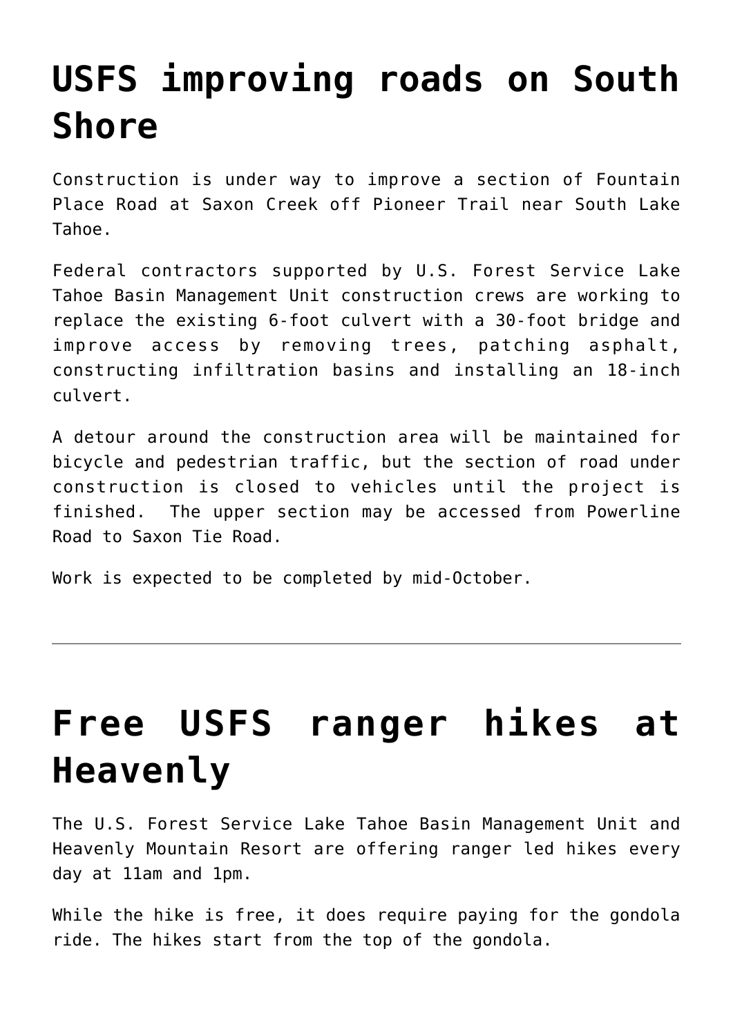# USFS improving roads on South Shore

Construction is under way to improve a section of Fountain Place Road at Saxon Creek off Pioneer Trail near South Lake Tahoe.

Federal contractors supported by U.S. Forest Service Lake Tahoe Basin Management Unit construction crews are working to replace the existing 6-foot culvert with a 30-foot bridge and improve access by removing trees, patching asphalt, constructing infiltration basins and installing an 18-inch culvert.

A detour around the construction area will be maintained for bicycle and pedestrian traffic, but the section of road under construction is closed to vehicles until the project is finished. The upper section may be accessed from Powerline Road to Saxon Tie Road.

Work is expected to be completed by mid-October.

---

# Free USFS ranger hikes at Heavenly

The U.S. Forest Service Lake Tahoe Basin Management Unit and Heavenly Mountain Resort are offering ranger led hikes every day at 11am and 1pm.

While the hike is free, it does require paying for the gondola ride. The hikes start from the top of the gondola.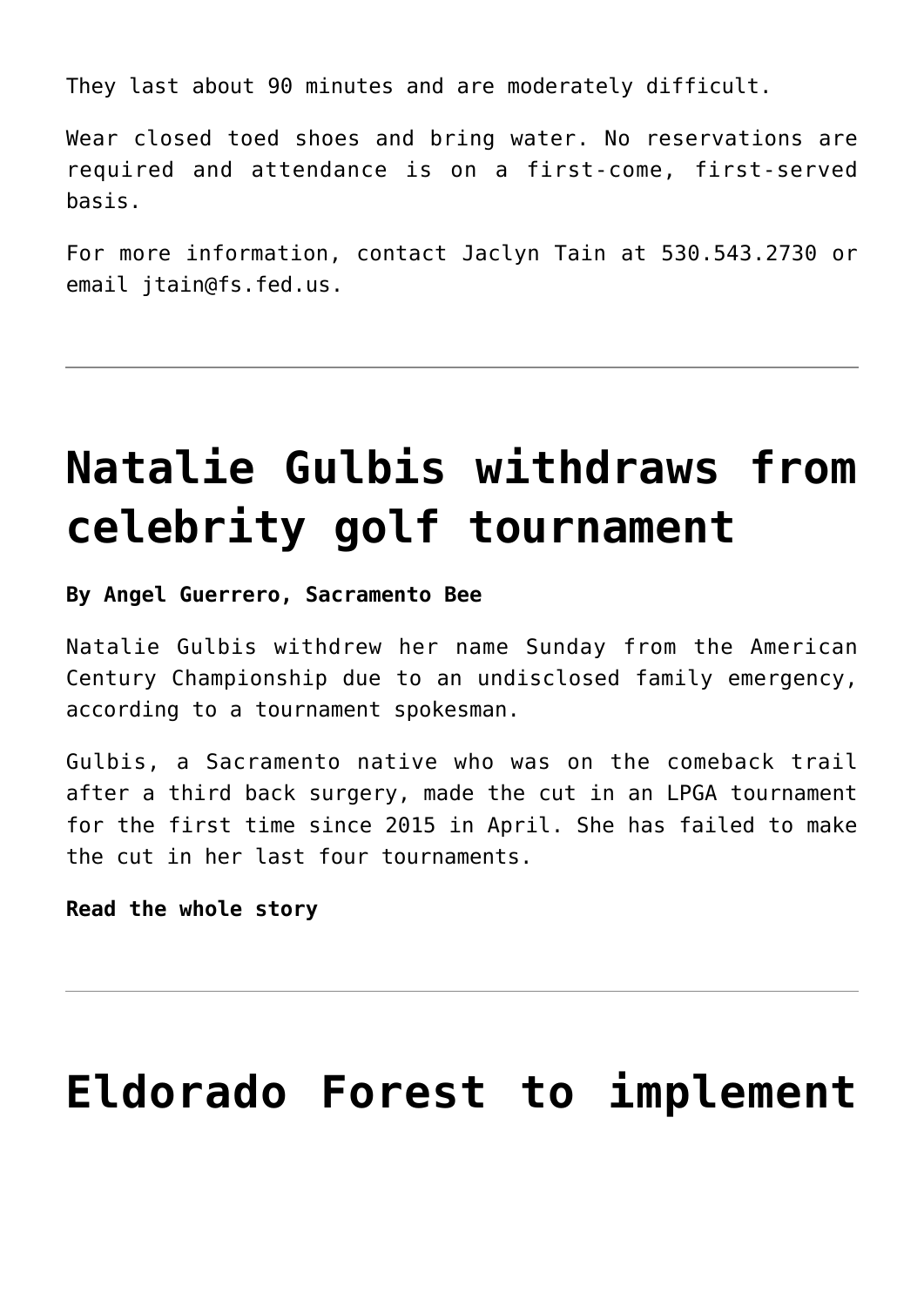They last about 90 minutes and are moderately difficult.

Wear closed toed shoes and bring water. No reservations are required and attendance is on a first-come, first-served basis.

For more information, contact Jaclyn Tain at 530.543.2730 or email jtain@fs.fed.us.

---

# Natalie Gulbis withdraws from celebrity golf tournament

**By Angel Guerrero, Sacramento Bee**

Natalie Gulbis withdrew her name Sunday from the American Century Championship due to an undisclosed family emergency, according to a tournament spokesman.

Gulbis, a Sacramento native who was on the comeback trail after a third back surgery, made the cut in an LPGA tournament for the first time since 2015 in April. She has failed to make the cut in her last four tournaments.

**Read the whole story**

---

# Eldorado Forest to implement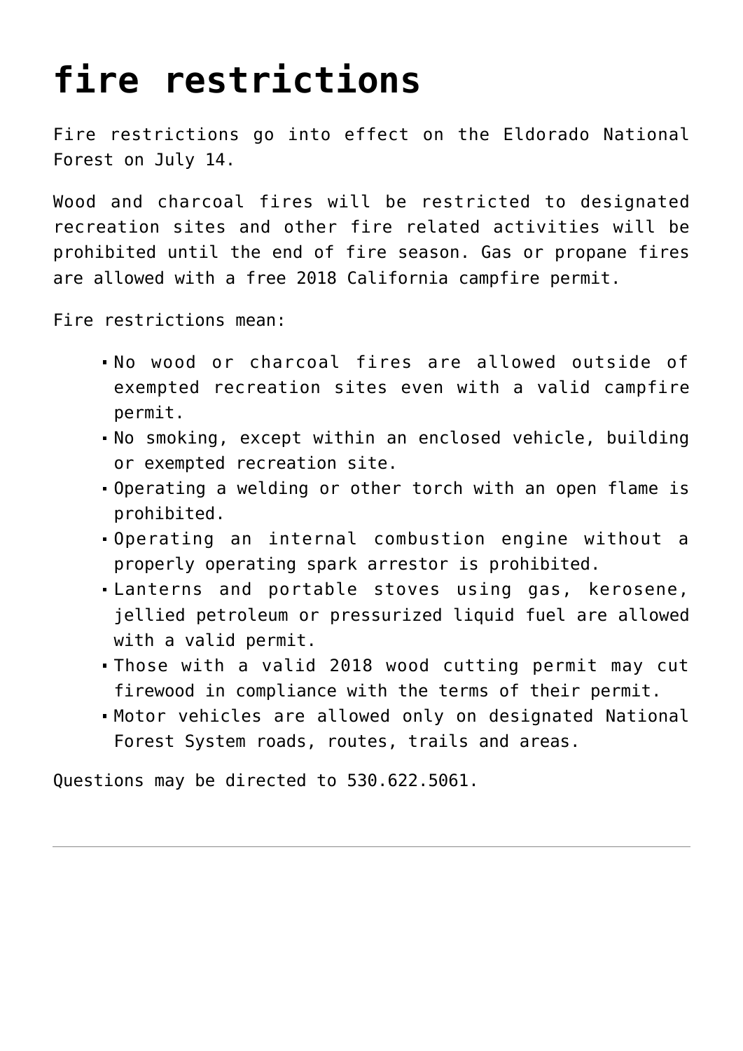# fire restrictions

Fire restrictions go into effect on the Eldorado National Forest on July 14.

Wood and charcoal fires will be restricted to designated recreation sites and other fire related activities will be prohibited until the end of fire season. Gas or propane fires are allowed with a free 2018 California campfire permit.

Fire restrictions mean:

- No wood or charcoal fires are allowed outside of exempted recreation sites even with a valid campfire permit.
- No smoking, except within an enclosed vehicle, building or exempted recreation site.
- Operating a welding or other torch with an open flame is prohibited.
- Operating an internal combustion engine without a properly operating spark arrestor is prohibited.
- Lanterns and portable stoves using gas, kerosene, jellied petroleum or pressurized liquid fuel are allowed with a valid permit.
- Those with a valid 2018 wood cutting permit may cut firewood in compliance with the terms of their permit.
- Motor vehicles are allowed only on designated National Forest System roads, routes, trails and areas.

Questions may be directed to 530.622.5061.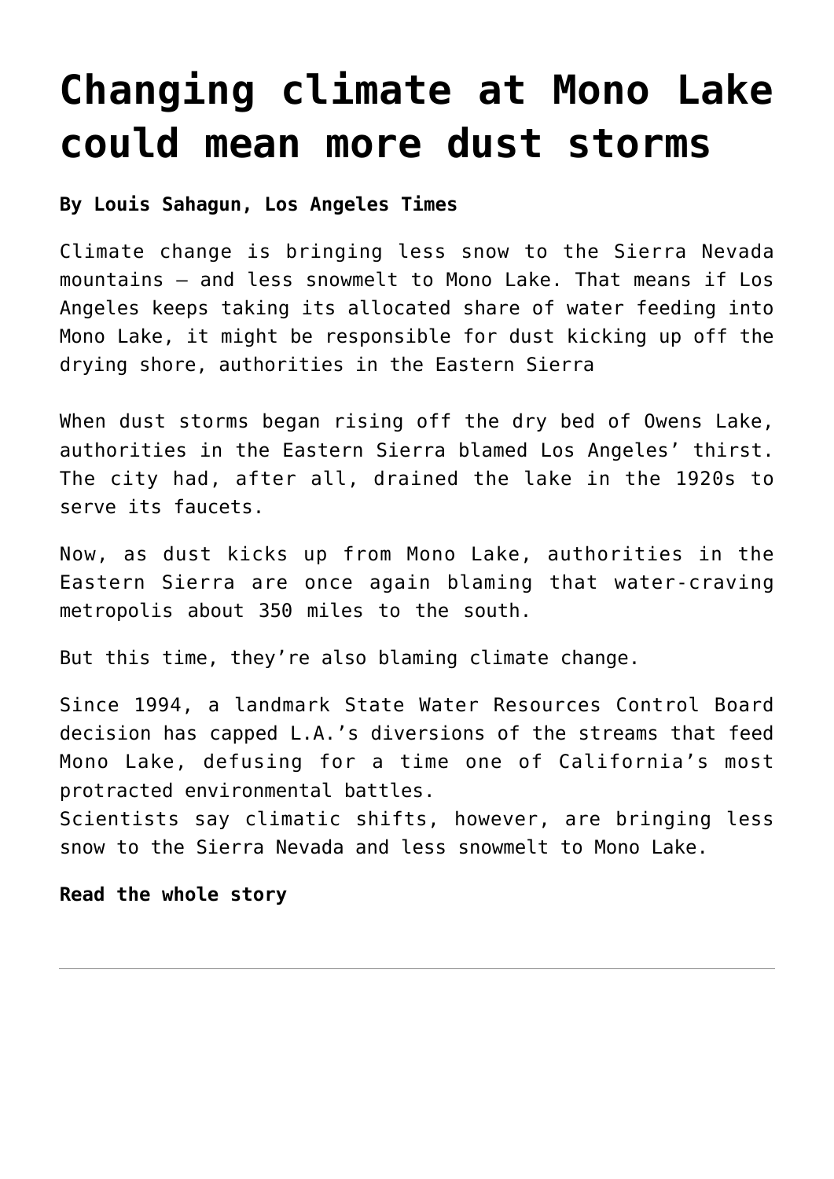# Changing climate at Mono Lake could mean more dust storms

**By Louis Sahagun, Los Angeles Times**

Climate change is bringing less snow to the Sierra Nevada mountains — and less snowmelt to Mono Lake. That means if Los Angeles keeps taking its allocated share of water feeding into Mono Lake, it might be responsible for dust kicking up off the drying shore, authorities in the Eastern Sierra

When dust storms began rising off the dry bed of Owens Lake, authorities in the Eastern Sierra blamed Los Angeles' thirst. The city had, after all, drained the lake in the 1920s to serve its faucets.

Now, as dust kicks up from Mono Lake, authorities in the Eastern Sierra are once again blaming that water-craving metropolis about 350 miles to the south.

But this time, they're also blaming climate change.

Since 1994, a landmark State Water Resources Control Board decision has capped L.A.'s diversions of the streams that feed Mono Lake, defusing for a time one of California's most protracted environmental battles.
Scientists say climatic shifts, however, are bringing less snow to the Sierra Nevada and less snowmelt to Mono Lake.

**Read the whole story**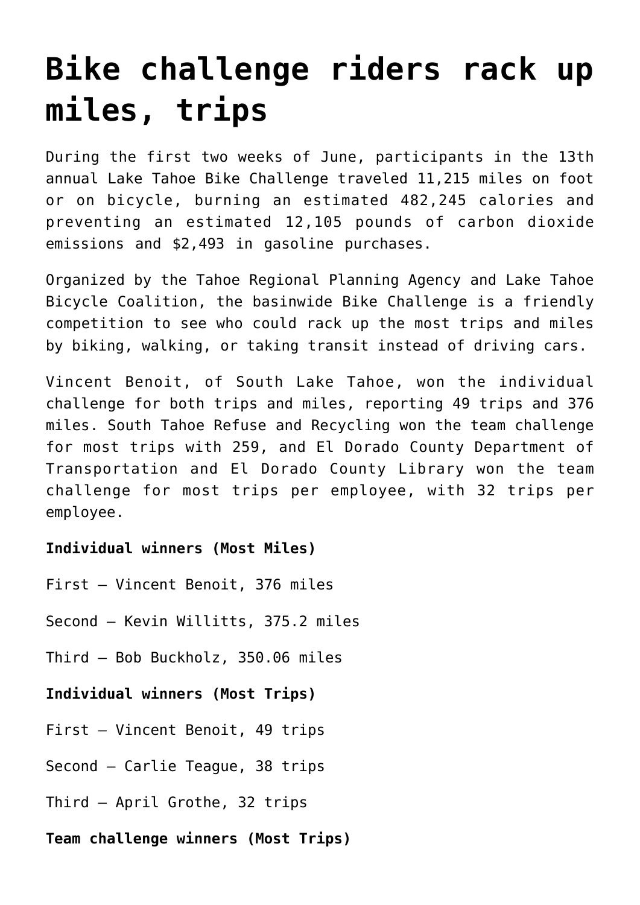# Bike challenge riders rack up miles, trips

During the first two weeks of June, participants in the 13th annual Lake Tahoe Bike Challenge traveled 11,215 miles on foot or on bicycle, burning an estimated 482,245 calories and preventing an estimated 12,105 pounds of carbon dioxide emissions and $2,493 in gasoline purchases.

Organized by the Tahoe Regional Planning Agency and Lake Tahoe Bicycle Coalition, the basinwide Bike Challenge is a friendly competition to see who could rack up the most trips and miles by biking, walking, or taking transit instead of driving cars.

Vincent Benoit, of South Lake Tahoe, won the individual challenge for both trips and miles, reporting 49 trips and 376 miles. South Tahoe Refuse and Recycling won the team challenge for most trips with 259, and El Dorado County Department of Transportation and El Dorado County Library won the team challenge for most trips per employee, with 32 trips per employee.

**Individual winners (Most Miles)**

First – Vincent Benoit, 376 miles

Second – Kevin Willitts, 375.2 miles

Third – Bob Buckholz, 350.06 miles

**Individual winners (Most Trips)**

First – Vincent Benoit, 49 trips

Second – Carlie Teague, 38 trips

Third – April Grothe, 32 trips

**Team challenge winners (Most Trips)**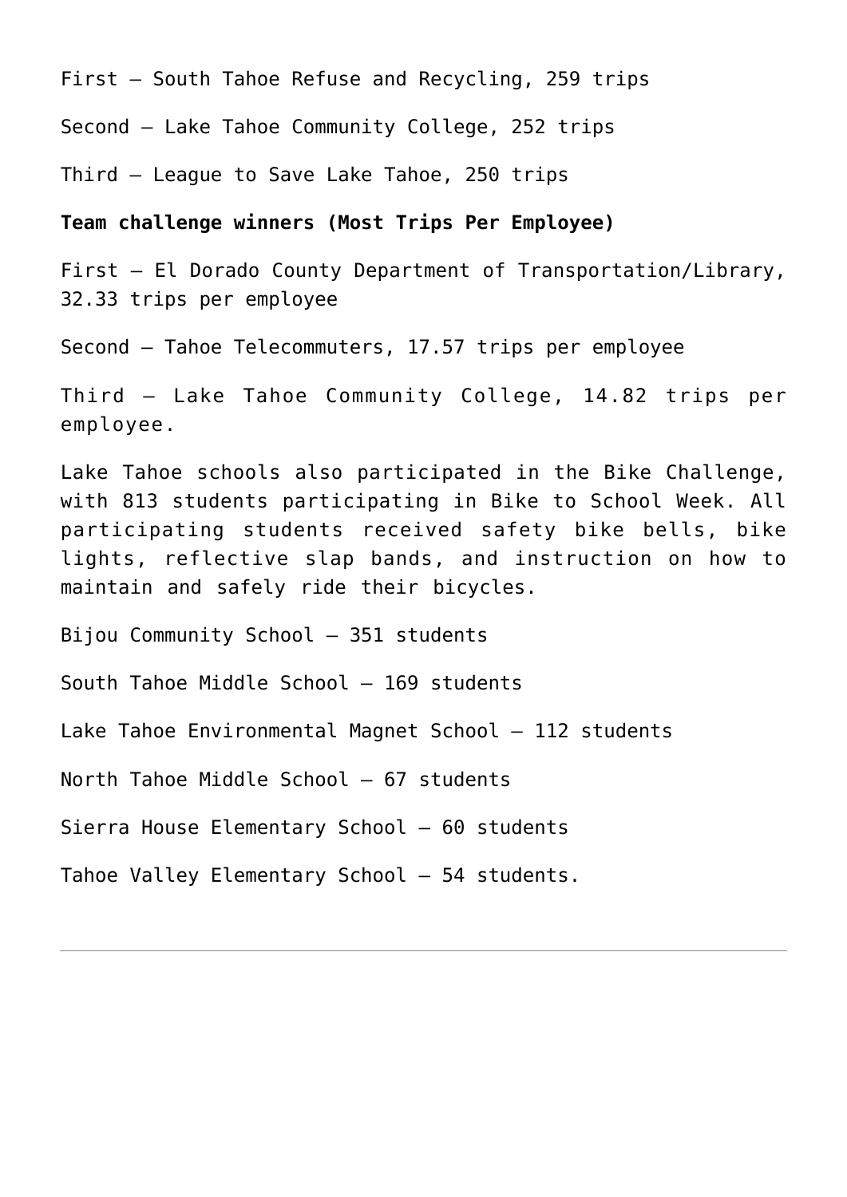First – South Tahoe Refuse and Recycling, 259 trips

Second – Lake Tahoe Community College, 252 trips

Third – League to Save Lake Tahoe, 250 trips

**Team challenge winners (Most Trips Per Employee)**

First – El Dorado County Department of Transportation/Library, 32.33 trips per employee

Second – Tahoe Telecommuters, 17.57 trips per employee

Third – Lake Tahoe Community College, 14.82 trips per employee.

Lake Tahoe schools also participated in the Bike Challenge, with 813 students participating in Bike to School Week. All participating students received safety bike bells, bike lights, reflective slap bands, and instruction on how to maintain and safely ride their bicycles.

Bijou Community School – 351 students

South Tahoe Middle School – 169 students

Lake Tahoe Environmental Magnet School – 112 students

North Tahoe Middle School – 67 students

Sierra House Elementary School – 60 students

Tahoe Valley Elementary School – 54 students.

---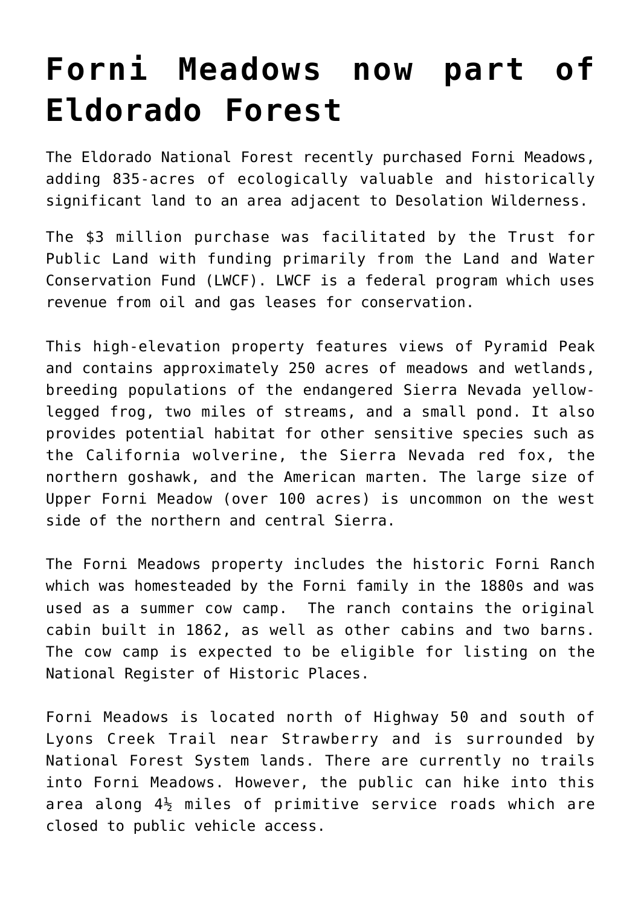# Forni Meadows now part of Eldorado Forest

The Eldorado National Forest recently purchased Forni Meadows, adding 835-acres of ecologically valuable and historically significant land to an area adjacent to Desolation Wilderness.

The $3 million purchase was facilitated by the Trust for Public Land with funding primarily from the Land and Water Conservation Fund (LWCF). LWCF is a federal program which uses revenue from oil and gas leases for conservation.

This high-elevation property features views of Pyramid Peak and contains approximately 250 acres of meadows and wetlands, breeding populations of the endangered Sierra Nevada yellow-legged frog, two miles of streams, and a small pond. It also provides potential habitat for other sensitive species such as the California wolverine, the Sierra Nevada red fox, the northern goshawk, and the American marten. The large size of Upper Forni Meadow (over 100 acres) is uncommon on the west side of the northern and central Sierra.

The Forni Meadows property includes the historic Forni Ranch which was homesteaded by the Forni family in the 1880s and was used as a summer cow camp. The ranch contains the original cabin built in 1862, as well as other cabins and two barns. The cow camp is expected to be eligible for listing on the National Register of Historic Places.

Forni Meadows is located north of Highway 50 and south of Lyons Creek Trail near Strawberry and is surrounded by National Forest System lands. There are currently no trails into Forni Meadows. However, the public can hike into this area along 4½ miles of primitive service roads which are closed to public vehicle access.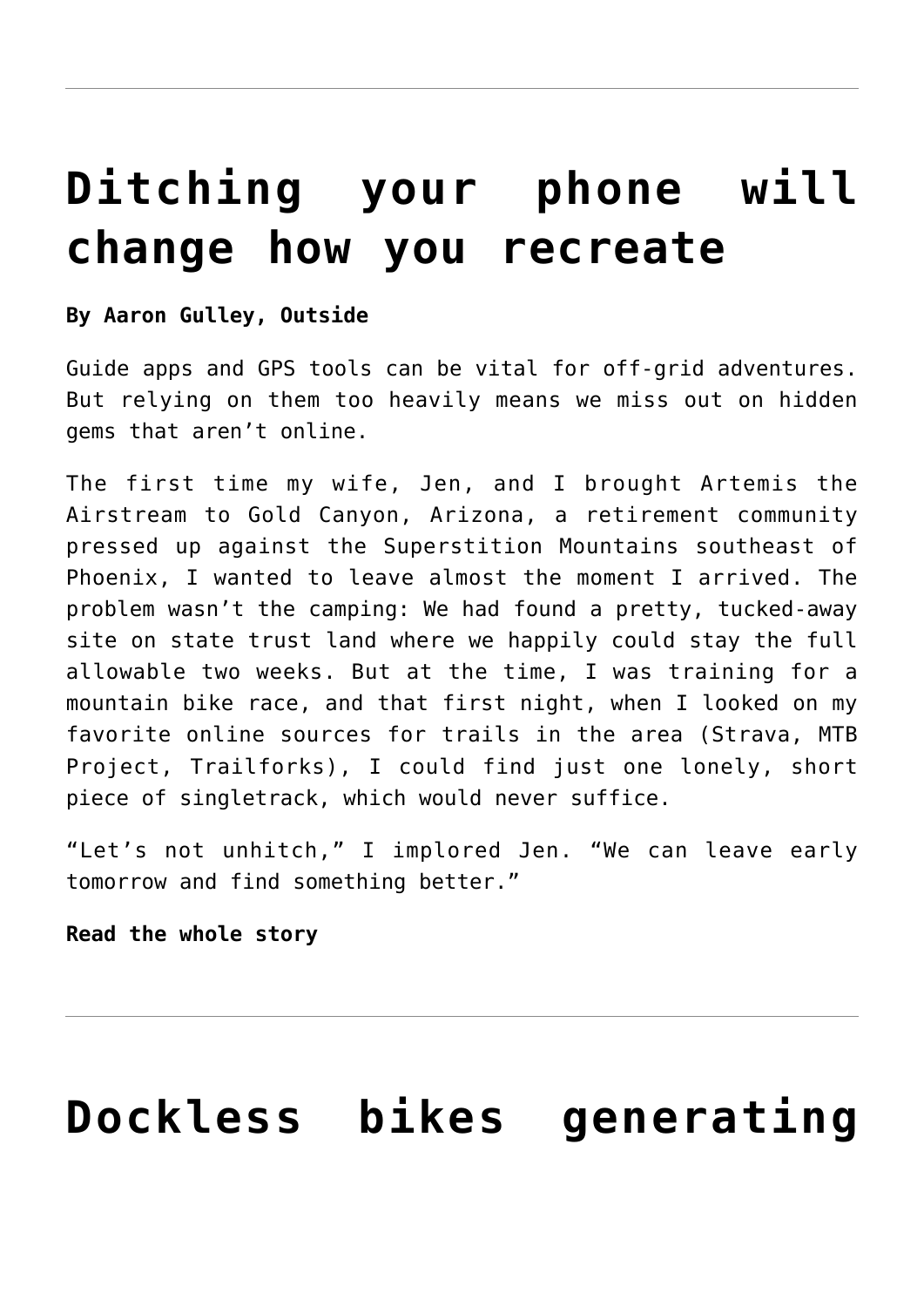---

# Ditching your phone will change how you recreate

**By Aaron Gulley, Outside**

Guide apps and GPS tools can be vital for off-grid adventures. But relying on them too heavily means we miss out on hidden gems that aren't online.

The first time my wife, Jen, and I brought Artemis the Airstream to Gold Canyon, Arizona, a retirement community pressed up against the Superstition Mountains southeast of Phoenix, I wanted to leave almost the moment I arrived. The problem wasn't the camping: We had found a pretty, tucked-away site on state trust land where we happily could stay the full allowable two weeks. But at the time, I was training for a mountain bike race, and that first night, when I looked on my favorite online sources for trails in the area (Strava, MTB Project, Trailforks), I could find just one lonely, short piece of singletrack, which would never suffice.

"Let's not unhitch," I implored Jen. "We can leave early tomorrow and find something better."

**Read the whole story**

---

# Dockless bikes generating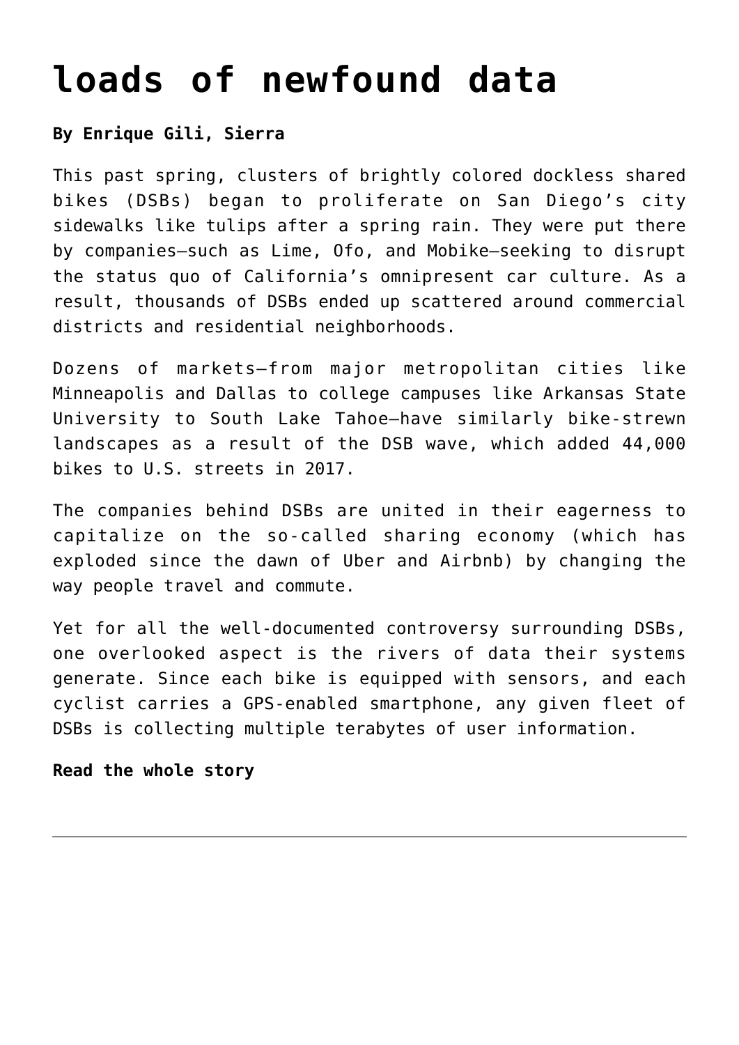# loads of newfound data

**By Enrique Gili, Sierra**

This past spring, clusters of brightly colored dockless shared bikes (DSBs) began to proliferate on San Diego's city sidewalks like tulips after a spring rain. They were put there by companies—such as Lime, Ofo, and Mobike—seeking to disrupt the status quo of California's omnipresent car culture. As a result, thousands of DSBs ended up scattered around commercial districts and residential neighborhoods.

Dozens of markets—from major metropolitan cities like Minneapolis and Dallas to college campuses like Arkansas State University to South Lake Tahoe—have similarly bike-strewn landscapes as a result of the DSB wave, which added 44,000 bikes to U.S. streets in 2017.

The companies behind DSBs are united in their eagerness to capitalize on the so-called sharing economy (which has exploded since the dawn of Uber and Airbnb) by changing the way people travel and commute.

Yet for all the well-documented controversy surrounding DSBs, one overlooked aspect is the rivers of data their systems generate. Since each bike is equipped with sensors, and each cyclist carries a GPS-enabled smartphone, any given fleet of DSBs is collecting multiple terabytes of user information.

**Read the whole story**

---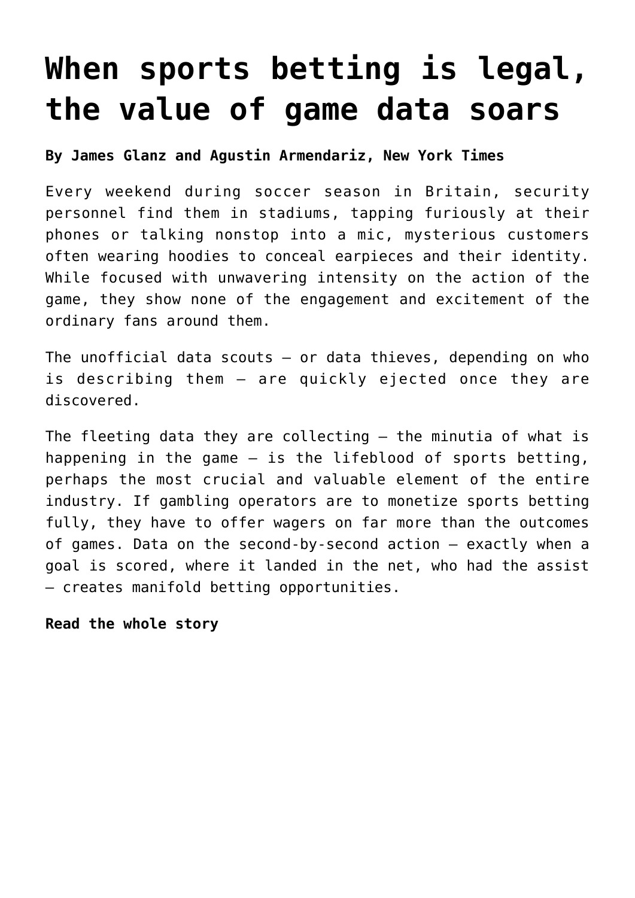# When sports betting is legal, the value of game data soars

**By James Glanz and Agustin Armendariz, New York Times**

Every weekend during soccer season in Britain, security personnel find them in stadiums, tapping furiously at their phones or talking nonstop into a mic, mysterious customers often wearing hoodies to conceal earpieces and their identity. While focused with unwavering intensity on the action of the game, they show none of the engagement and excitement of the ordinary fans around them.

The unofficial data scouts — or data thieves, depending on who is describing them — are quickly ejected once they are discovered.

The fleeting data they are collecting — the minutia of what is happening in the game — is the lifeblood of sports betting, perhaps the most crucial and valuable element of the entire industry. If gambling operators are to monetize sports betting fully, they have to offer wagers on far more than the outcomes of games. Data on the second-by-second action — exactly when a goal is scored, where it landed in the net, who had the assist — creates manifold betting opportunities.

**Read the whole story**